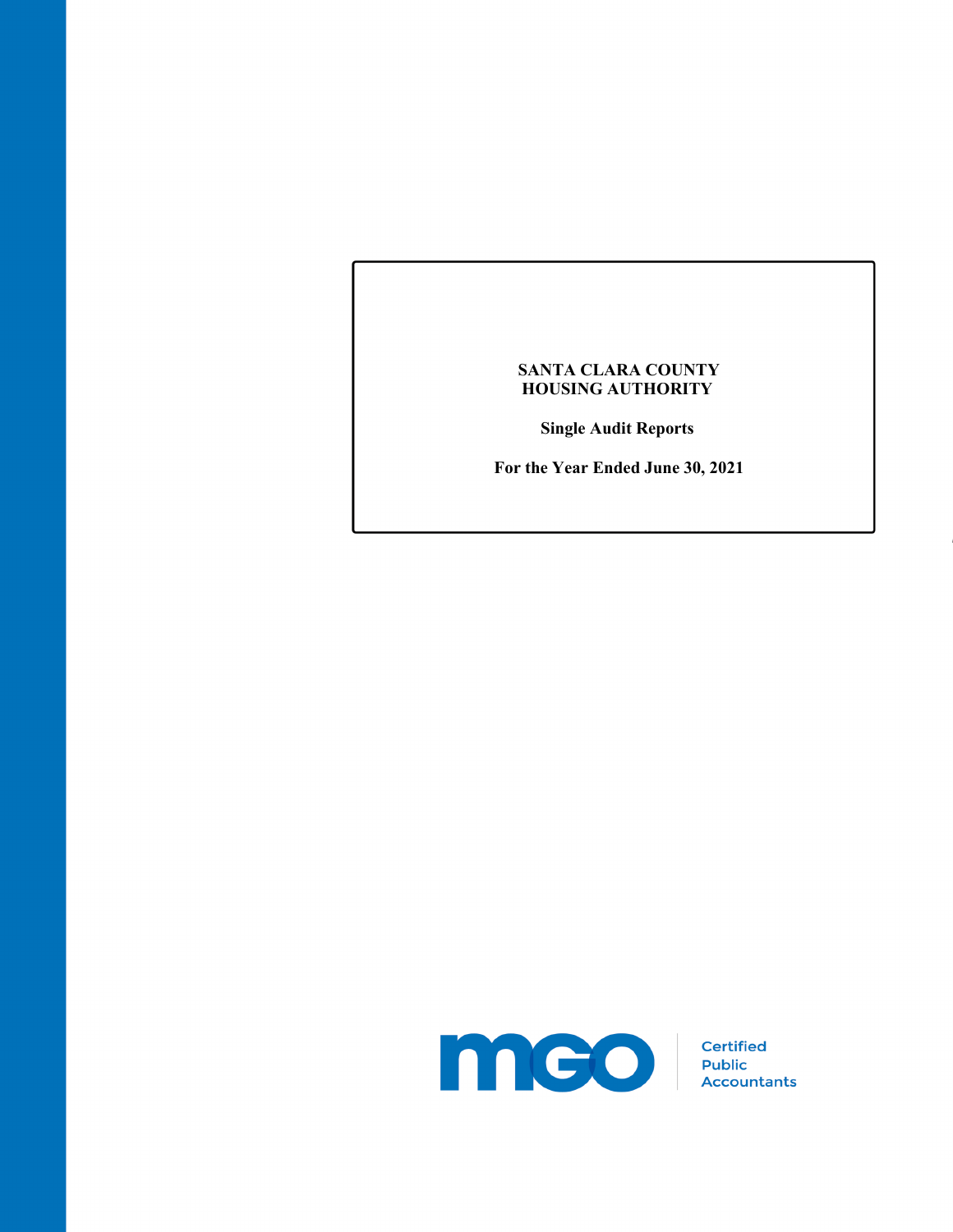# SANTA CLARA COUNTY HOUSING AUTHORITY

**Single Audit Reports**

**For the Year Ended June 30, 2021**

MGO Certified Public Accountants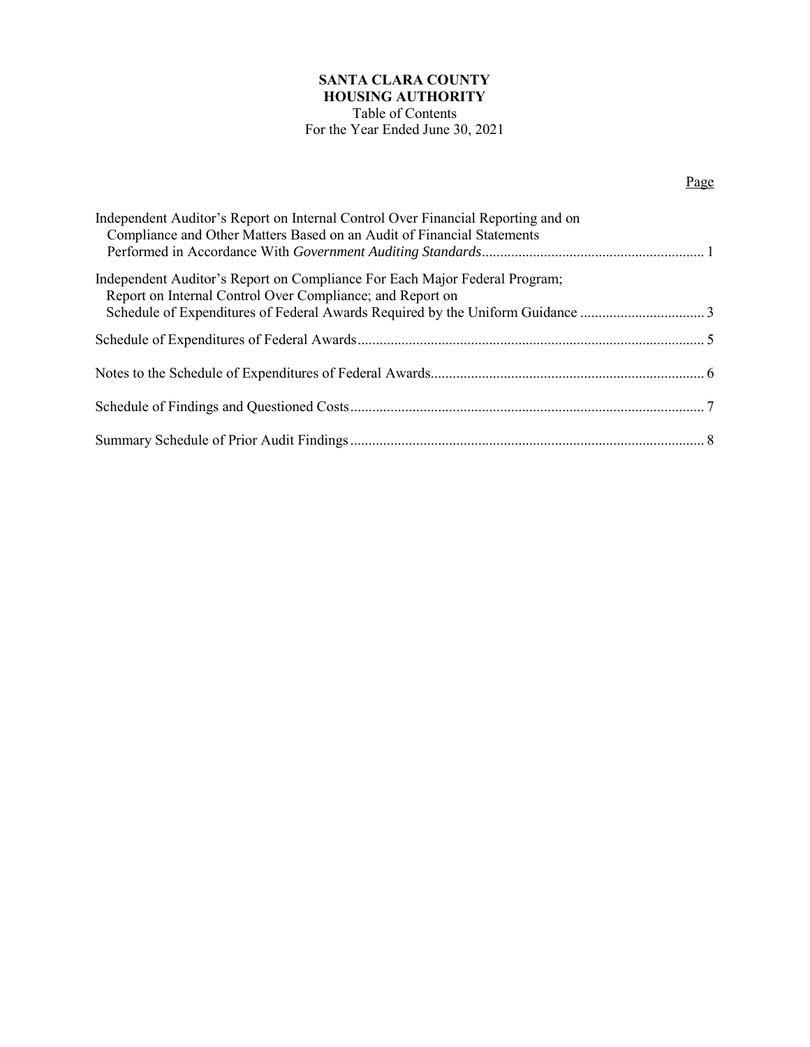**SANTA CLARA COUNTY**
**HOUSING AUTHORITY**
Table of Contents
For the Year Ended June 30, 2021

| | Page |
|---|---|
| Independent Auditor's Report on Internal Control Over Financial Reporting and on Compliance and Other Matters Based on an Audit of Financial Statements Performed in Accordance With *Government Auditing Standards* | 1 |
| Independent Auditor's Report on Compliance For Each Major Federal Program; Report on Internal Control Over Compliance; and Report on Schedule of Expenditures of Federal Awards Required by the Uniform Guidance | 3 |
| Schedule of Expenditures of Federal Awards | 5 |
| Notes to the Schedule of Expenditures of Federal Awards | 6 |
| Schedule of Findings and Questioned Costs | 7 |
| Summary Schedule of Prior Audit Findings | 8 |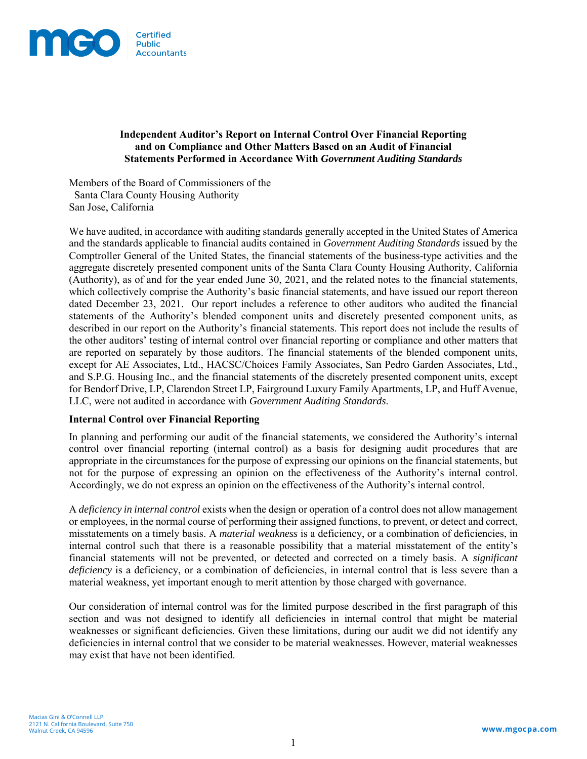**Independent Auditor's Report on Internal Control Over Financial Reporting and on Compliance and Other Matters Based on an Audit of Financial Statements Performed in Accordance With *Government Auditing Standards***

Members of the Board of Commissioners of the
Santa Clara County Housing Authority
San Jose, California

We have audited, in accordance with auditing standards generally accepted in the United States of America and the standards applicable to financial audits contained in *Government Auditing Standards* issued by the Comptroller General of the United States, the financial statements of the business-type activities and the aggregate discretely presented component units of the Santa Clara County Housing Authority, California (Authority), as of and for the year ended June 30, 2021, and the related notes to the financial statements, which collectively comprise the Authority's basic financial statements, and have issued our report thereon dated December 23, 2021. Our report includes a reference to other auditors who audited the financial statements of the Authority's blended component units and discretely presented component units, as described in our report on the Authority's financial statements. This report does not include the results of the other auditors' testing of internal control over financial reporting or compliance and other matters that are reported on separately by those auditors. The financial statements of the blended component units, except for AE Associates, Ltd., HACSC/Choices Family Associates, San Pedro Garden Associates, Ltd., and S.P.G. Housing Inc., and the financial statements of the discretely presented component units, except for Bendorf Drive, LP, Clarendon Street LP, Fairground Luxury Family Apartments, LP, and Huff Avenue, LLC, were not audited in accordance with *Government Auditing Standards*.

**Internal Control over Financial Reporting**

In planning and performing our audit of the financial statements, we considered the Authority's internal control over financial reporting (internal control) as a basis for designing audit procedures that are appropriate in the circumstances for the purpose of expressing our opinions on the financial statements, but not for the purpose of expressing an opinion on the effectiveness of the Authority's internal control. Accordingly, we do not express an opinion on the effectiveness of the Authority's internal control.

A *deficiency in internal control* exists when the design or operation of a control does not allow management or employees, in the normal course of performing their assigned functions, to prevent, or detect and correct, misstatements on a timely basis. A *material weakness* is a deficiency, or a combination of deficiencies, in internal control such that there is a reasonable possibility that a material misstatement of the entity's financial statements will not be prevented, or detected and corrected on a timely basis. A *significant deficiency* is a deficiency, or a combination of deficiencies, in internal control that is less severe than a material weakness, yet important enough to merit attention by those charged with governance.

Our consideration of internal control was for the limited purpose described in the first paragraph of this section and was not designed to identify all deficiencies in internal control that might be material weaknesses or significant deficiencies. Given these limitations, during our audit we did not identify any deficiencies in internal control that we consider to be material weaknesses. However, material weaknesses may exist that have not been identified.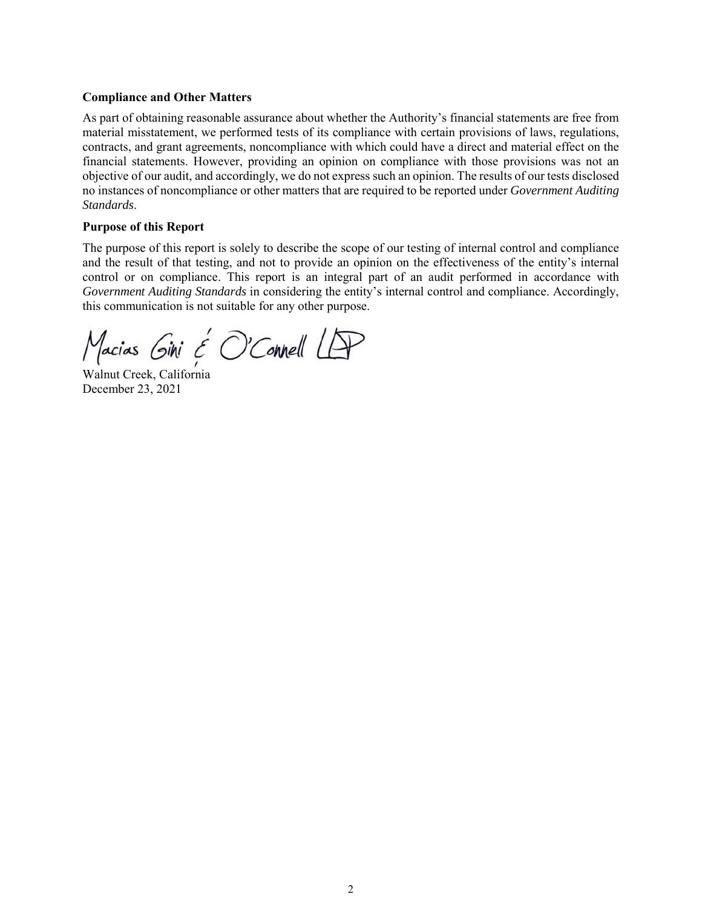**Compliance and Other Matters**

As part of obtaining reasonable assurance about whether the Authority's financial statements are free from material misstatement, we performed tests of its compliance with certain provisions of laws, regulations, contracts, and grant agreements, noncompliance with which could have a direct and material effect on the financial statements. However, providing an opinion on compliance with those provisions was not an objective of our audit, and accordingly, we do not express such an opinion. The results of our tests disclosed no instances of noncompliance or other matters that are required to be reported under *Government Auditing Standards*.

**Purpose of this Report**

The purpose of this report is solely to describe the scope of our testing of internal control and compliance and the result of that testing, and not to provide an opinion on the effectiveness of the entity's internal control or on compliance. This report is an integral part of an audit performed in accordance with *Government Auditing Standards* in considering the entity's internal control and compliance. Accordingly, this communication is not suitable for any other purpose.

Macias Gini & O'Connell LLP

Walnut Creek, California
December 23, 2021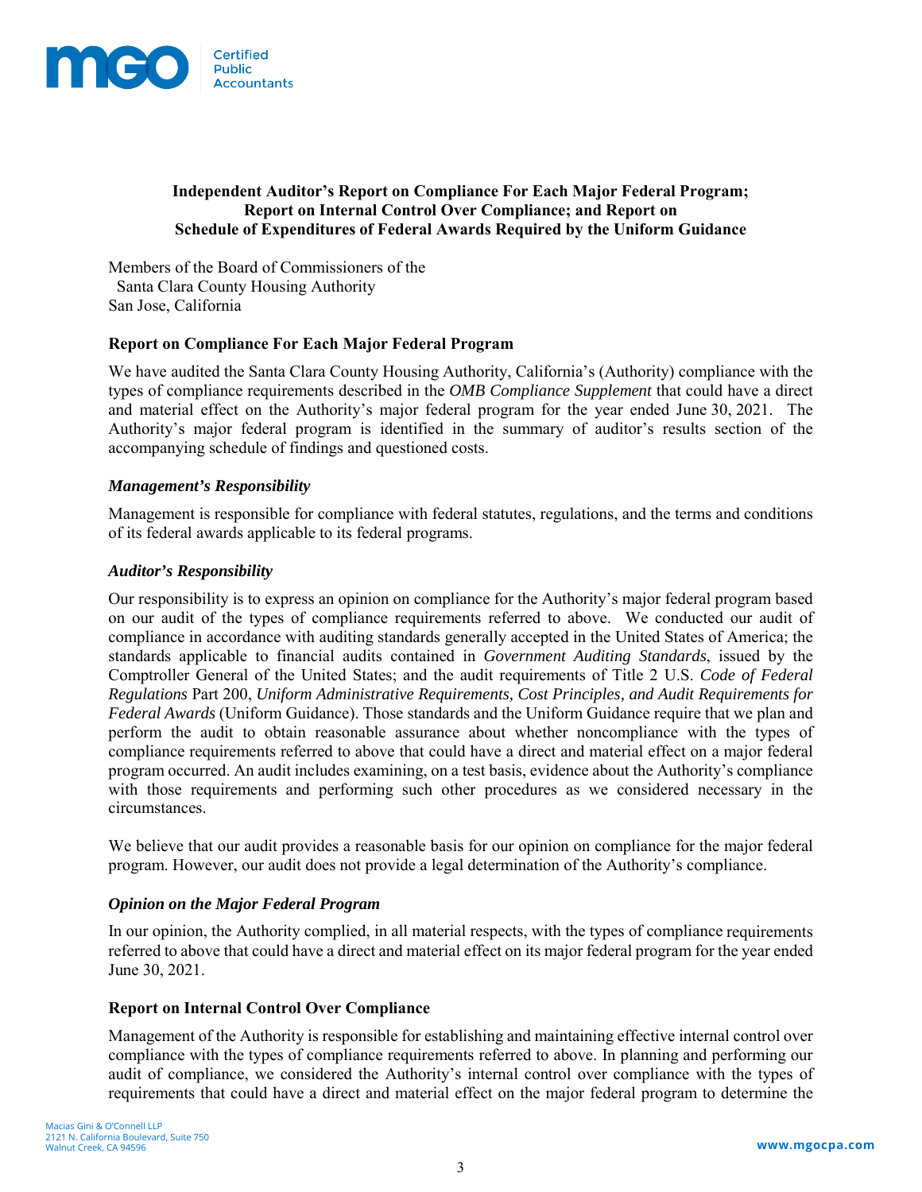**Independent Auditor's Report on Compliance For Each Major Federal Program; Report on Internal Control Over Compliance; and Report on Schedule of Expenditures of Federal Awards Required by the Uniform Guidance**

Members of the Board of Commissioners of the
Santa Clara County Housing Authority
San Jose, California

## Report on Compliance For Each Major Federal Program

We have audited the Santa Clara County Housing Authority, California's (Authority) compliance with the types of compliance requirements described in the *OMB Compliance Supplement* that could have a direct and material effect on the Authority's major federal program for the year ended June 30, 2021. The Authority's major federal program is identified in the summary of auditor's results section of the accompanying schedule of findings and questioned costs.

### *Management's Responsibility*

Management is responsible for compliance with federal statutes, regulations, and the terms and conditions of its federal awards applicable to its federal programs.

### *Auditor's Responsibility*

Our responsibility is to express an opinion on compliance for the Authority's major federal program based on our audit of the types of compliance requirements referred to above. We conducted our audit of compliance in accordance with auditing standards generally accepted in the United States of America; the standards applicable to financial audits contained in *Government Auditing Standards*, issued by the Comptroller General of the United States; and the audit requirements of Title 2 U.S. *Code of Federal Regulations* Part 200, *Uniform Administrative Requirements, Cost Principles, and Audit Requirements for Federal Awards* (Uniform Guidance). Those standards and the Uniform Guidance require that we plan and perform the audit to obtain reasonable assurance about whether noncompliance with the types of compliance requirements referred to above that could have a direct and material effect on a major federal program occurred. An audit includes examining, on a test basis, evidence about the Authority's compliance with those requirements and performing such other procedures as we considered necessary in the circumstances.

We believe that our audit provides a reasonable basis for our opinion on compliance for the major federal program. However, our audit does not provide a legal determination of the Authority's compliance.

### *Opinion on the Major Federal Program*

In our opinion, the Authority complied, in all material respects, with the types of compliance requirements referred to above that could have a direct and material effect on its major federal program for the year ended June 30, 2021.

## Report on Internal Control Over Compliance

Management of the Authority is responsible for establishing and maintaining effective internal control over compliance with the types of compliance requirements referred to above. In planning and performing our audit of compliance, we considered the Authority's internal control over compliance with the types of requirements that could have a direct and material effect on the major federal program to determine the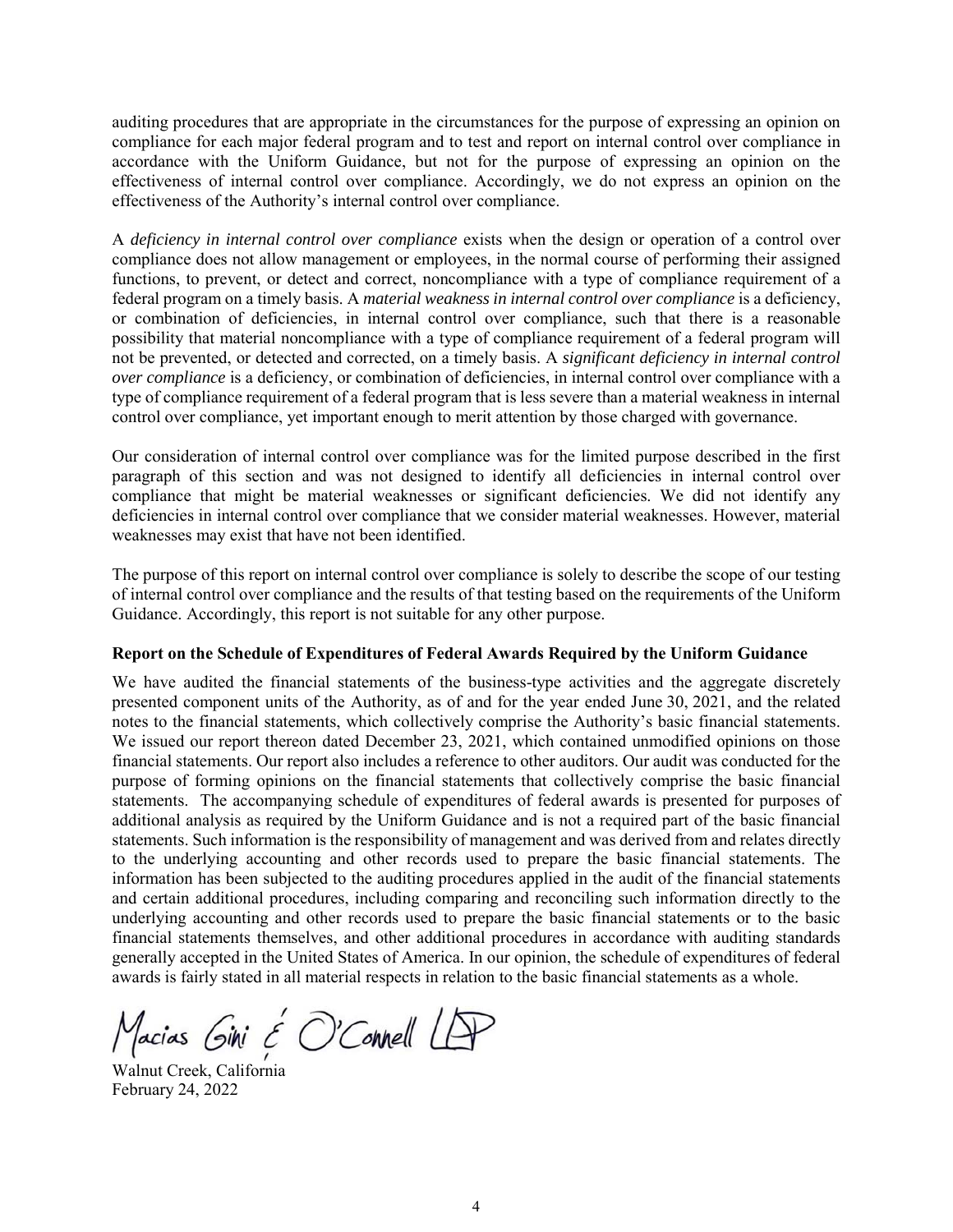auditing procedures that are appropriate in the circumstances for the purpose of expressing an opinion on compliance for each major federal program and to test and report on internal control over compliance in accordance with the Uniform Guidance, but not for the purpose of expressing an opinion on the effectiveness of internal control over compliance. Accordingly, we do not express an opinion on the effectiveness of the Authority's internal control over compliance.

A *deficiency in internal control over compliance* exists when the design or operation of a control over compliance does not allow management or employees, in the normal course of performing their assigned functions, to prevent, or detect and correct, noncompliance with a type of compliance requirement of a federal program on a timely basis. A *material weakness in internal control over compliance* is a deficiency, or combination of deficiencies, in internal control over compliance, such that there is a reasonable possibility that material noncompliance with a type of compliance requirement of a federal program will not be prevented, or detected and corrected, on a timely basis. A *significant deficiency in internal control over compliance* is a deficiency, or combination of deficiencies, in internal control over compliance with a type of compliance requirement of a federal program that is less severe than a material weakness in internal control over compliance, yet important enough to merit attention by those charged with governance.

Our consideration of internal control over compliance was for the limited purpose described in the first paragraph of this section and was not designed to identify all deficiencies in internal control over compliance that might be material weaknesses or significant deficiencies. We did not identify any deficiencies in internal control over compliance that we consider material weaknesses. However, material weaknesses may exist that have not been identified.

The purpose of this report on internal control over compliance is solely to describe the scope of our testing of internal control over compliance and the results of that testing based on the requirements of the Uniform Guidance. Accordingly, this report is not suitable for any other purpose.

**Report on the Schedule of Expenditures of Federal Awards Required by the Uniform Guidance**

We have audited the financial statements of the business-type activities and the aggregate discretely presented component units of the Authority, as of and for the year ended June 30, 2021, and the related notes to the financial statements, which collectively comprise the Authority's basic financial statements. We issued our report thereon dated December 23, 2021, which contained unmodified opinions on those financial statements. Our report also includes a reference to other auditors. Our audit was conducted for the purpose of forming opinions on the financial statements that collectively comprise the basic financial statements. The accompanying schedule of expenditures of federal awards is presented for purposes of additional analysis as required by the Uniform Guidance and is not a required part of the basic financial statements. Such information is the responsibility of management and was derived from and relates directly to the underlying accounting and other records used to prepare the basic financial statements. The information has been subjected to the auditing procedures applied in the audit of the financial statements and certain additional procedures, including comparing and reconciling such information directly to the underlying accounting and other records used to prepare the basic financial statements or to the basic financial statements themselves, and other additional procedures in accordance with auditing standards generally accepted in the United States of America. In our opinion, the schedule of expenditures of federal awards is fairly stated in all material respects in relation to the basic financial statements as a whole.

Macias Gini & O'Connell LLP

Walnut Creek, California
February 24, 2022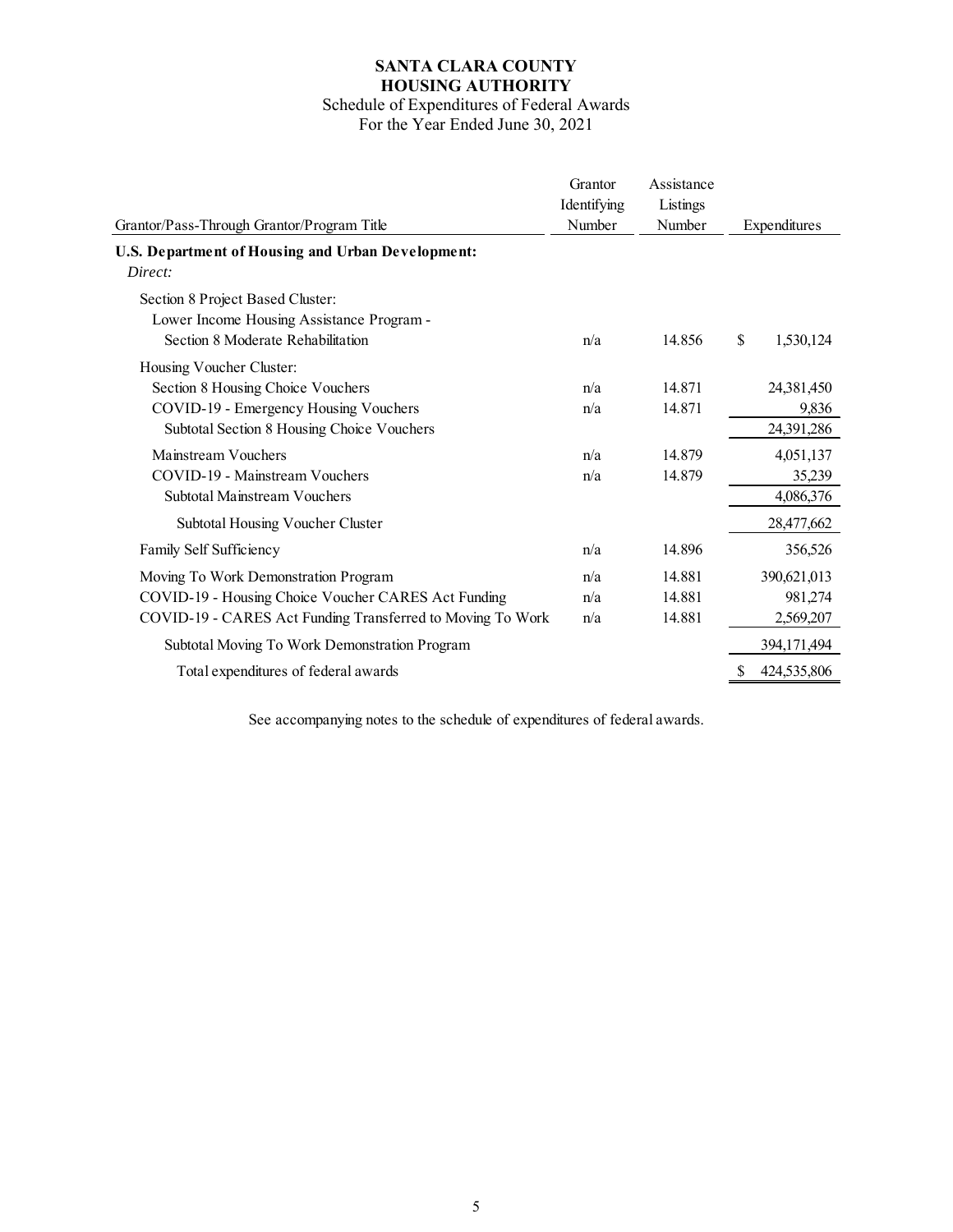# SANTA CLARA COUNTY
# HOUSING AUTHORITY

Schedule of Expenditures of Federal Awards
For the Year Ended June 30, 2021

| Grantor/Pass-Through Grantor/Program Title | Grantor Identifying Number | Assistance Listings Number | Expenditures |
|---|---|---|---|
| **U.S. Department of Housing and Urban Development:** | | | |
| *Direct:* | | | |
| Section 8 Project Based Cluster: | | | |
| Lower Income Housing Assistance Program - Section 8 Moderate Rehabilitation | n/a | 14.856 | $ 1,530,124 |
| Housing Voucher Cluster: | | | |
| Section 8 Housing Choice Vouchers | n/a | 14.871 | 24,381,450 |
| COVID-19 - Emergency Housing Vouchers | n/a | 14.871 | 9,836 |
| Subtotal Section 8 Housing Choice Vouchers | | | 24,391,286 |
| Mainstream Vouchers | n/a | 14.879 | 4,051,137 |
| COVID-19 - Mainstream Vouchers | n/a | 14.879 | 35,239 |
| Subtotal Mainstream Vouchers | | | 4,086,376 |
| Subtotal Housing Voucher Cluster | | | 28,477,662 |
| Family Self Sufficiency | n/a | 14.896 | 356,526 |
| Moving To Work Demonstration Program | n/a | 14.881 | 390,621,013 |
| COVID-19 - Housing Choice Voucher CARES Act Funding | n/a | 14.881 | 981,274 |
| COVID-19 - CARES Act Funding Transferred to Moving To Work | n/a | 14.881 | 2,569,207 |
| Subtotal Moving To Work Demonstration Program | | | 394,171,494 |
| Total expenditures of federal awards | | | $ 424,535,806 |

See accompanying notes to the schedule of expenditures of federal awards.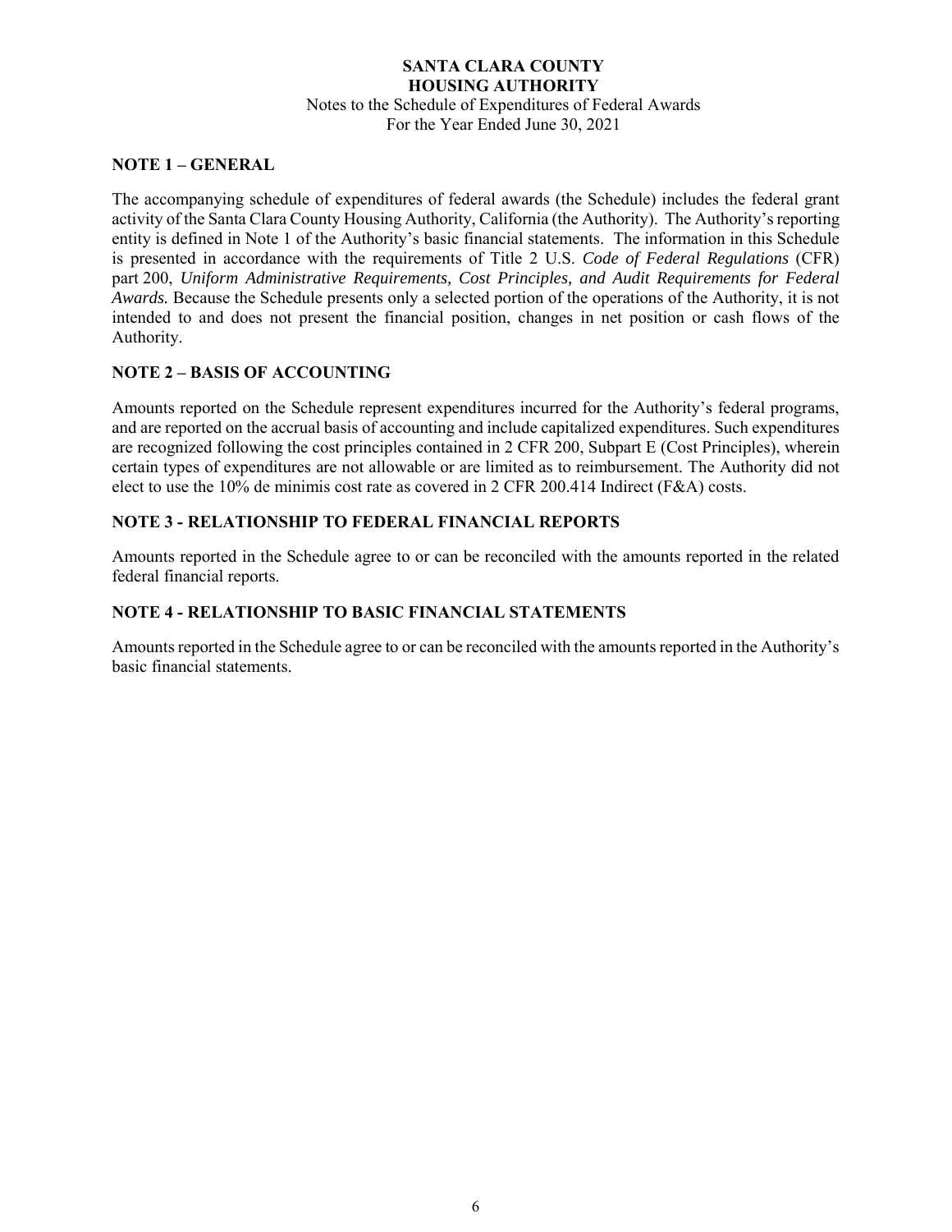**SANTA CLARA COUNTY**
**HOUSING AUTHORITY**
Notes to the Schedule of Expenditures of Federal Awards
For the Year Ended June 30, 2021

## NOTE 1 – GENERAL

The accompanying schedule of expenditures of federal awards (the Schedule) includes the federal grant activity of the Santa Clara County Housing Authority, California (the Authority). The Authority's reporting entity is defined in Note 1 of the Authority's basic financial statements. The information in this Schedule is presented in accordance with the requirements of Title 2 U.S. *Code of Federal Regulations* (CFR) part 200, *Uniform Administrative Requirements, Cost Principles, and Audit Requirements for Federal Awards.* Because the Schedule presents only a selected portion of the operations of the Authority, it is not intended to and does not present the financial position, changes in net position or cash flows of the Authority.

## NOTE 2 – BASIS OF ACCOUNTING

Amounts reported on the Schedule represent expenditures incurred for the Authority's federal programs, and are reported on the accrual basis of accounting and include capitalized expenditures. Such expenditures are recognized following the cost principles contained in 2 CFR 200, Subpart E (Cost Principles), wherein certain types of expenditures are not allowable or are limited as to reimbursement. The Authority did not elect to use the 10% de minimis cost rate as covered in 2 CFR 200.414 Indirect (F&A) costs.

## NOTE 3 - RELATIONSHIP TO FEDERAL FINANCIAL REPORTS

Amounts reported in the Schedule agree to or can be reconciled with the amounts reported in the related federal financial reports.

## NOTE 4 - RELATIONSHIP TO BASIC FINANCIAL STATEMENTS

Amounts reported in the Schedule agree to or can be reconciled with the amounts reported in the Authority's basic financial statements.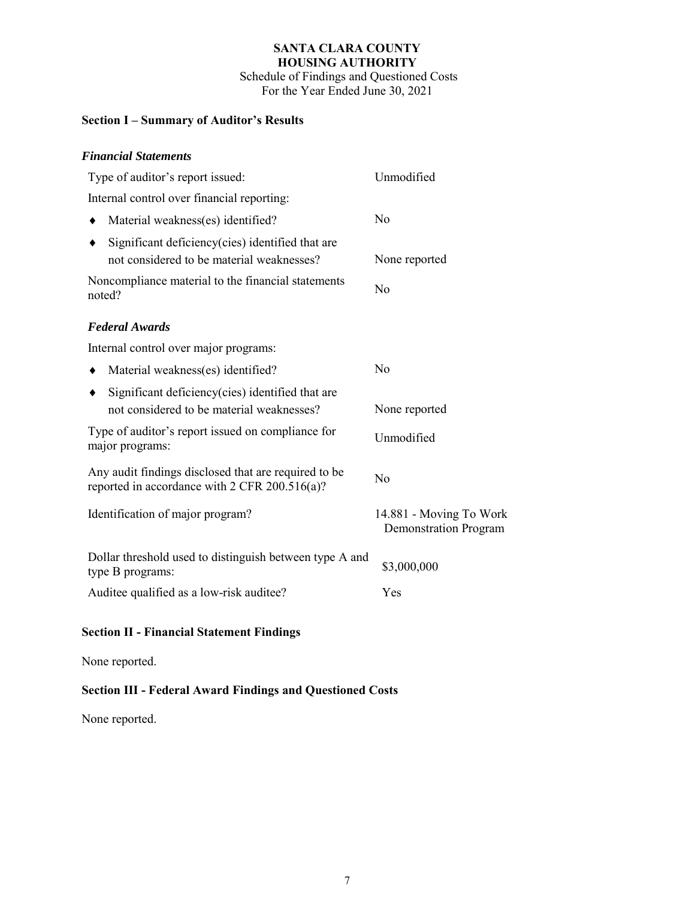# SANTA CLARA COUNTY
# HOUSING AUTHORITY

Schedule of Findings and Questioned Costs
For the Year Ended June 30, 2021

## Section I – Summary of Auditor's Results

### *Financial Statements*

| | |
|---|---|
| Type of auditor's report issued: | Unmodified |
| Internal control over financial reporting: | |
| ♦ Material weakness(es) identified? | No |
| ♦ Significant deficiency(cies) identified that are not considered to be material weaknesses? | None reported |
| Noncompliance material to the financial statements noted? | No |

### *Federal Awards*

| | |
|---|---|
| Internal control over major programs: | |
| ♦ Material weakness(es) identified? | No |
| ♦ Significant deficiency(cies) identified that are not considered to be material weaknesses? | None reported |
| Type of auditor's report issued on compliance for major programs: | Unmodified |
| Any audit findings disclosed that are required to be reported in accordance with 2 CFR 200.516(a)? | No |
| Identification of major program? | 14.881 - Moving To Work Demonstration Program |
| Dollar threshold used to distinguish between type A and type B programs: | \$3,000,000 |
| Auditee qualified as a low-risk auditee? | Yes |

## Section II - Financial Statement Findings

None reported.

## Section III - Federal Award Findings and Questioned Costs

None reported.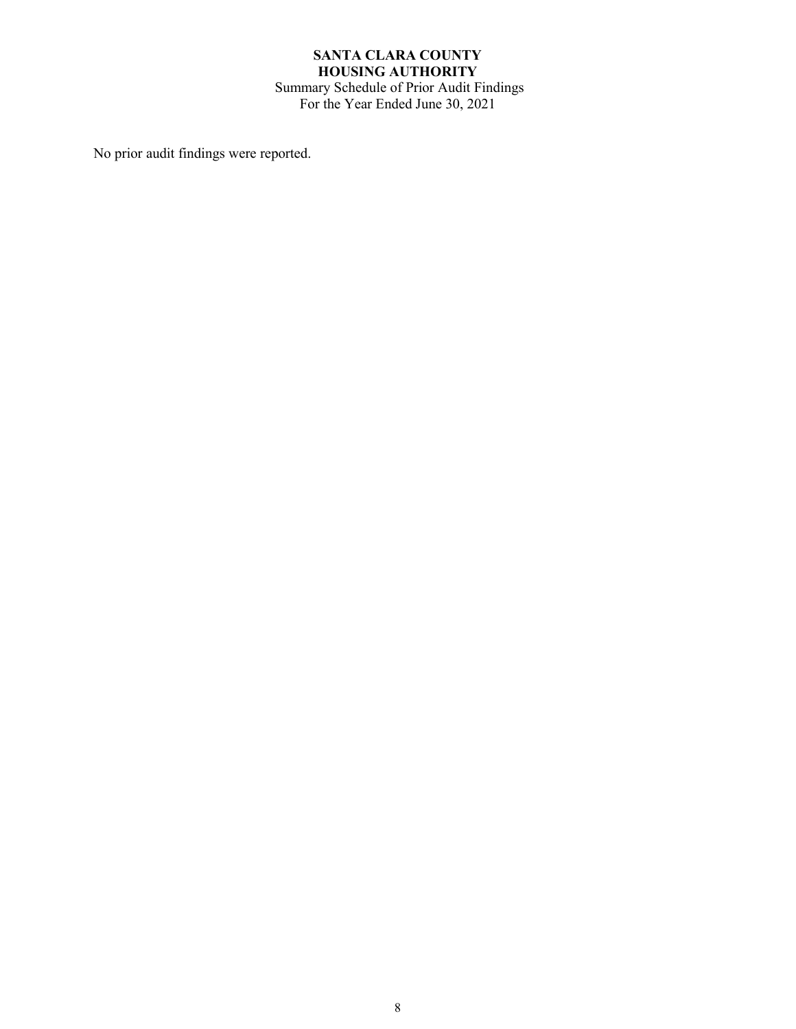**SANTA CLARA COUNTY**
**HOUSING AUTHORITY**
Summary Schedule of Prior Audit Findings
For the Year Ended June 30, 2021

No prior audit findings were reported.